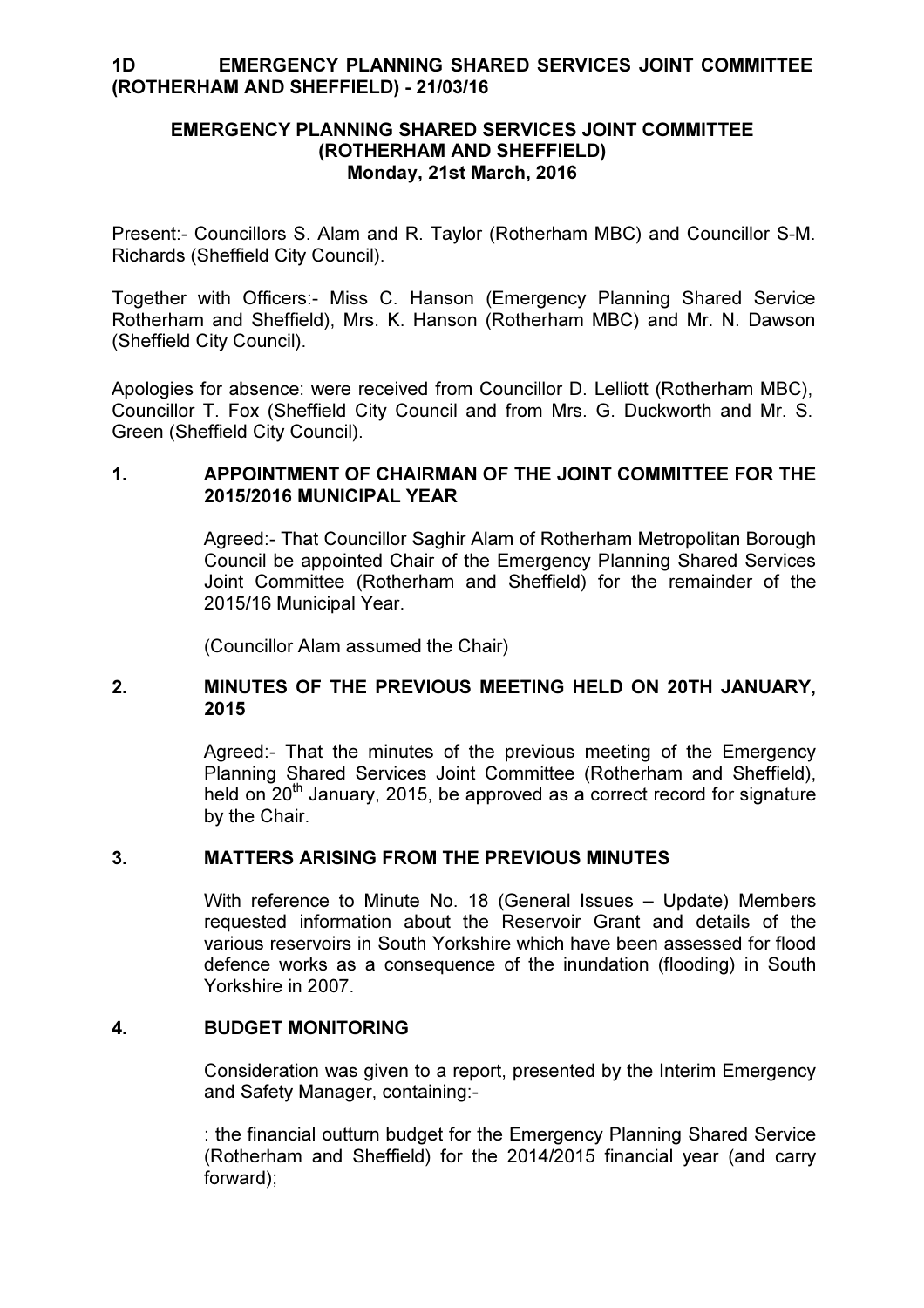# 1D EMERGENCY PLANNING SHARED SERVICES JOINT COMMITTEE (ROTHERHAM AND SHEFFIELD) - 21/03/16

## EMERGENCY PLANNING SHARED SERVICES JOINT COMMITTEE (ROTHERHAM AND SHEFFIELD)
**Monday, 21st March, 2016**

Present:- Councillors S. Alam and R. Taylor (Rotherham MBC) and Councillor S-M. Richards (Sheffield City Council).

Together with Officers:- Miss C. Hanson (Emergency Planning Shared Service Rotherham and Sheffield), Mrs. K. Hanson (Rotherham MBC) and Mr. N. Dawson (Sheffield City Council).

Apologies for absence: were received from Councillor D. Lelliott (Rotherham MBC), Councillor T. Fox (Sheffield City Council and from Mrs. G. Duckworth and Mr. S. Green (Sheffield City Council).

### 1. APPOINTMENT OF CHAIRMAN OF THE JOINT COMMITTEE FOR THE 2015/2016 MUNICIPAL YEAR

Agreed:- That Councillor Saghir Alam of Rotherham Metropolitan Borough Council be appointed Chair of the Emergency Planning Shared Services Joint Committee (Rotherham and Sheffield) for the remainder of the 2015/16 Municipal Year.

(Councillor Alam assumed the Chair)

### 2. MINUTES OF THE PREVIOUS MEETING HELD ON 20TH JANUARY, 2015

Agreed:- That the minutes of the previous meeting of the Emergency Planning Shared Services Joint Committee (Rotherham and Sheffield), held on 20th January, 2015, be approved as a correct record for signature by the Chair.

### 3. MATTERS ARISING FROM THE PREVIOUS MINUTES

With reference to Minute No. 18 (General Issues – Update) Members requested information about the Reservoir Grant and details of the various reservoirs in South Yorkshire which have been assessed for flood defence works as a consequence of the inundation (flooding) in South Yorkshire in 2007.

### 4. BUDGET MONITORING

Consideration was given to a report, presented by the Interim Emergency and Safety Manager, containing:-

: the financial outturn budget for the Emergency Planning Shared Service (Rotherham and Sheffield) for the 2014/2015 financial year (and carry forward);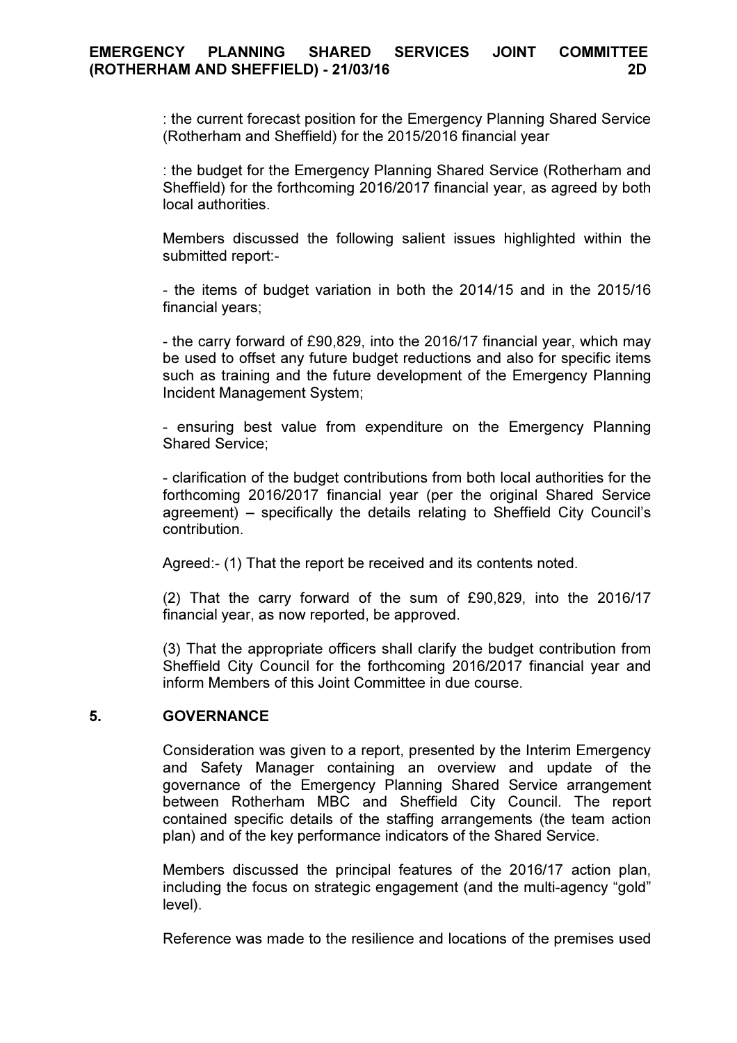: the current forecast position for the Emergency Planning Shared Service (Rotherham and Sheffield) for the 2015/2016 financial year

: the budget for the Emergency Planning Shared Service (Rotherham and Sheffield) for the forthcoming 2016/2017 financial year, as agreed by both local authorities.

Members discussed the following salient issues highlighted within the submitted report:-

- the items of budget variation in both the 2014/15 and in the 2015/16 financial years;

- the carry forward of £90,829, into the 2016/17 financial year, which may be used to offset any future budget reductions and also for specific items such as training and the future development of the Emergency Planning Incident Management System;

- ensuring best value from expenditure on the Emergency Planning Shared Service;

- clarification of the budget contributions from both local authorities for the forthcoming 2016/2017 financial year (per the original Shared Service agreement) – specifically the details relating to Sheffield City Council's contribution.

Agreed:- (1) That the report be received and its contents noted.

(2) That the carry forward of the sum of £90,829, into the 2016/17 financial year, as now reported, be approved.

(3) That the appropriate officers shall clarify the budget contribution from Sheffield City Council for the forthcoming 2016/2017 financial year and inform Members of this Joint Committee in due course.

## 5. GOVERNANCE

Consideration was given to a report, presented by the Interim Emergency and Safety Manager containing an overview and update of the governance of the Emergency Planning Shared Service arrangement between Rotherham MBC and Sheffield City Council. The report contained specific details of the staffing arrangements (the team action plan) and of the key performance indicators of the Shared Service.

Members discussed the principal features of the 2016/17 action plan, including the focus on strategic engagement (and the multi-agency "gold" level).

Reference was made to the resilience and locations of the premises used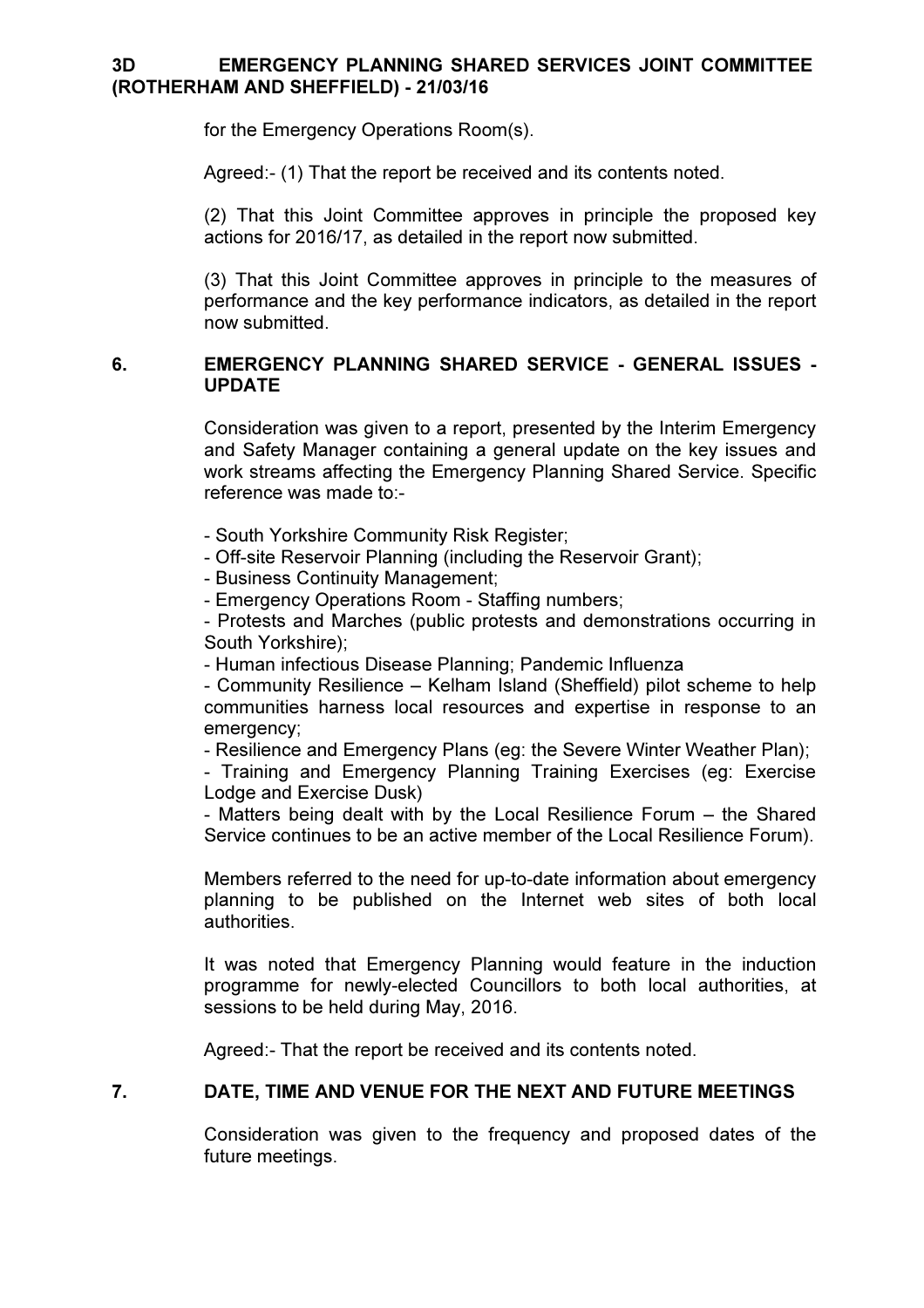for the Emergency Operations Room(s).

Agreed:- (1) That the report be received and its contents noted.

(2) That this Joint Committee approves in principle the proposed key actions for 2016/17, as detailed in the report now submitted.

(3) That this Joint Committee approves in principle to the measures of performance and the key performance indicators, as detailed in the report now submitted.

## 6. EMERGENCY PLANNING SHARED SERVICE - GENERAL ISSUES - UPDATE

Consideration was given to a report, presented by the Interim Emergency and Safety Manager containing a general update on the key issues and work streams affecting the Emergency Planning Shared Service. Specific reference was made to:-

- South Yorkshire Community Risk Register;
- Off-site Reservoir Planning (including the Reservoir Grant);
- Business Continuity Management;
- Emergency Operations Room - Staffing numbers;
- Protests and Marches (public protests and demonstrations occurring in South Yorkshire);
- Human infectious Disease Planning; Pandemic Influenza
- Community Resilience – Kelham Island (Sheffield) pilot scheme to help communities harness local resources and expertise in response to an emergency;
- Resilience and Emergency Plans (eg: the Severe Winter Weather Plan);
- Training and Emergency Planning Training Exercises (eg: Exercise Lodge and Exercise Dusk)
- Matters being dealt with by the Local Resilience Forum – the Shared Service continues to be an active member of the Local Resilience Forum).

Members referred to the need for up-to-date information about emergency planning to be published on the Internet web sites of both local authorities.

It was noted that Emergency Planning would feature in the induction programme for newly-elected Councillors to both local authorities, at sessions to be held during May, 2016.

Agreed:- That the report be received and its contents noted.

## 7. DATE, TIME AND VENUE FOR THE NEXT AND FUTURE MEETINGS

Consideration was given to the frequency and proposed dates of the future meetings.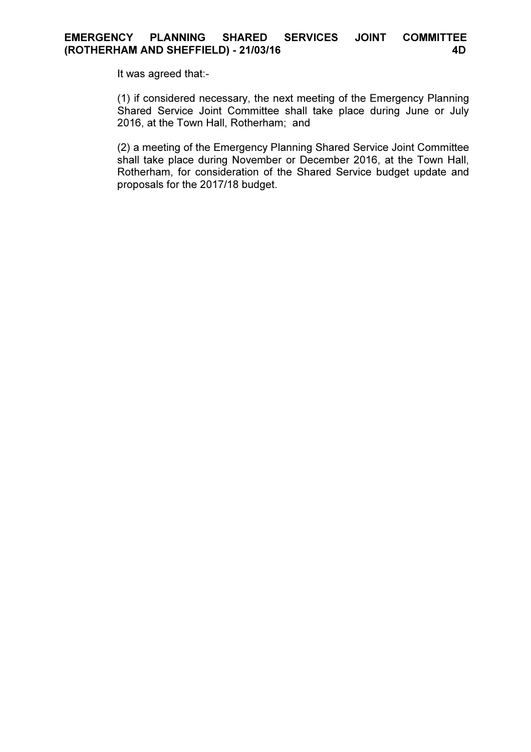It was agreed that:-

(1) if considered necessary, the next meeting of the Emergency Planning Shared Service Joint Committee shall take place during June or July 2016, at the Town Hall, Rotherham; and

(2) a meeting of the Emergency Planning Shared Service Joint Committee shall take place during November or December 2016, at the Town Hall, Rotherham, for consideration of the Shared Service budget update and proposals for the 2017/18 budget.